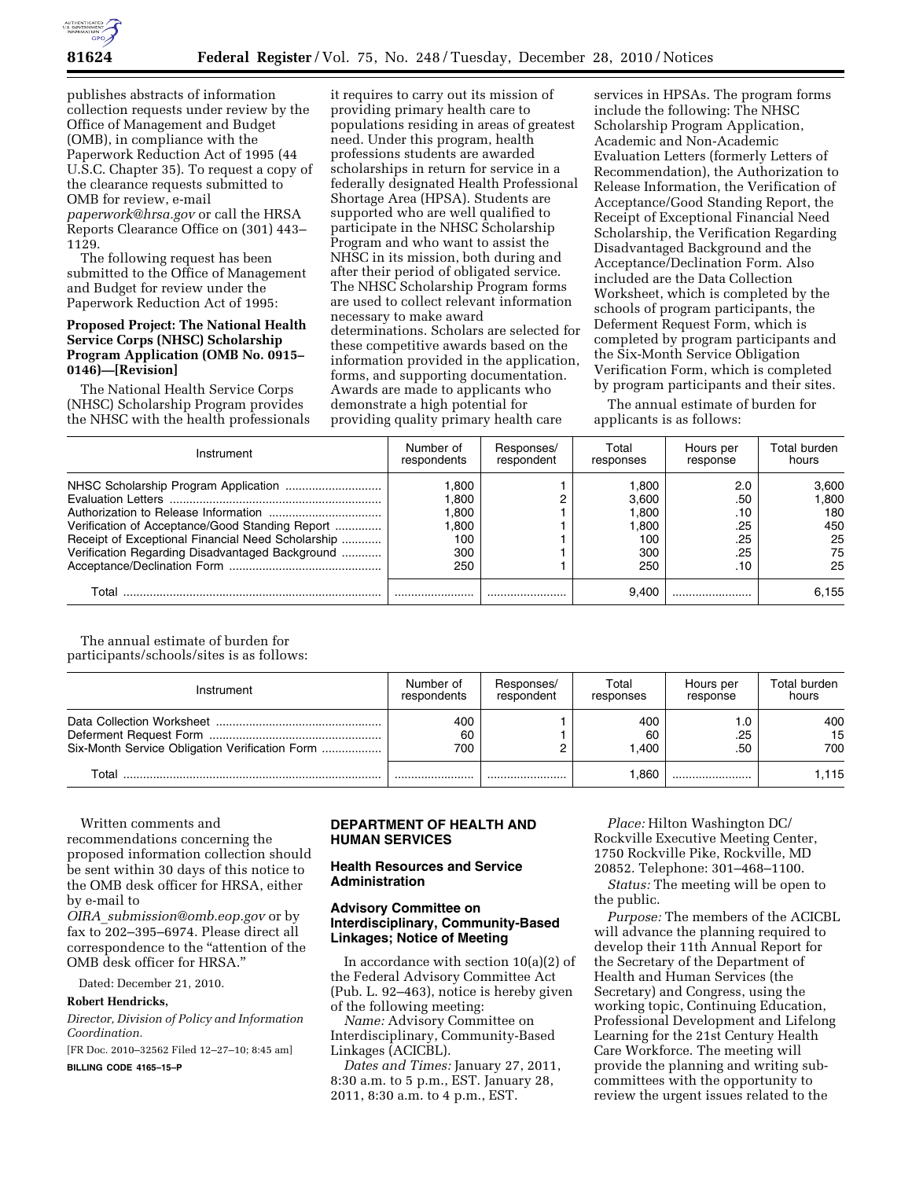publishes abstracts of information collection requests under review by the Office of Management and Budget (OMB), in compliance with the Paperwork Reduction Act of 1995 (44 U.S.C. Chapter 35). To request a copy of the clearance requests submitted to OMB for review, e-mail *paperwork@hrsa.gov* or call the HRSA Reports Clearance Office on (301) 443–1129.

The following request has been submitted to the Office of Management and Budget for review under the Paperwork Reduction Act of 1995:

**Proposed Project: The National Health Service Corps (NHSC) Scholarship Program Application (OMB No. 0915–0146)—[Revision]**

The National Health Service Corps (NHSC) Scholarship Program provides the NHSC with the health professionals it requires to carry out its mission of providing primary health care to populations residing in areas of greatest need. Under this program, health professions students are awarded scholarships in return for service in a federally designated Health Professional Shortage Area (HPSA). Students are supported who are well qualified to participate in the NHSC Scholarship Program and who want to assist the NHSC in its mission, both during and after their period of obligated service. The NHSC Scholarship Program forms are used to collect relevant information necessary to make award determinations. Scholars are selected for these competitive awards based on the information provided in the application, forms, and supporting documentation. Awards are made to applicants who demonstrate a high potential for providing quality primary health care services in HPSAs. The program forms include the following: The NHSC Scholarship Program Application, Academic and Non-Academic Evaluation Letters (formerly Letters of Recommendation), the Authorization to Release Information, the Verification of Acceptance/Good Standing Report, the Receipt of Exceptional Financial Need Scholarship, the Verification Regarding Disadvantaged Background and the Acceptance/Declination Form. Also included are the Data Collection Worksheet, which is completed by the schools of program participants, the Deferment Request Form, which is completed by program participants and the Six-Month Service Obligation Verification Form, which is completed by program participants and their sites.

The annual estimate of burden for applicants is as follows:

| Instrument | Number of respondents | Responses/ respondent | Total responses | Hours per response | Total burden hours |
|---|---|---|---|---|---|
| NHSC Scholarship Program Application | 1,800 | 1 | 1,800 | 2.0 | 3,600 |
| Evaluation Letters | 1,800 | 2 | 3,600 | .50 | 1,800 |
| Authorization to Release Information | 1,800 | 1 | 1,800 | .10 | 180 |
| Verification of Acceptance/Good Standing Report | 1,800 | 1 | 1,800 | .25 | 450 |
| Receipt of Exceptional Financial Need Scholarship | 100 | 1 | 100 | .25 | 25 |
| Verification Regarding Disadvantaged Background | 300 | 1 | 300 | .25 | 75 |
| Acceptance/Declination Form | 250 | 1 | 250 | .10 | 25 |
| Total | | | 9,400 | | 6,155 |

The annual estimate of burden for participants/schools/sites is as follows:

| Instrument | Number of respondents | Responses/ respondent | Total responses | Hours per response | Total burden hours |
|---|---|---|---|---|---|
| Data Collection Worksheet | 400 | 1 | 400 | 1.0 | 400 |
| Deferment Request Form | 60 | 1 | 60 | .25 | 15 |
| Six-Month Service Obligation Verification Form | 700 | 2 | 1,400 | .50 | 700 |
| Total | | | 1,860 | | 1,115 |

Written comments and recommendations concerning the proposed information collection should be sent within 30 days of this notice to the OMB desk officer for HRSA, either by e-mail to *OIRA_submission@omb.eop.gov* or by fax to 202–395–6974. Please direct all correspondence to the "attention of the OMB desk officer for HRSA."

Dated: December 21, 2010.

**Robert Hendricks,**

*Director, Division of Policy and Information Coordination.*

[FR Doc. 2010–32562 Filed 12–27–10; 8:45 am]

**BILLING CODE 4165–15–P**

## DEPARTMENT OF HEALTH AND HUMAN SERVICES

### Health Resources and Service Administration

### Advisory Committee on Interdisciplinary, Community-Based Linkages; Notice of Meeting

In accordance with section 10(a)(2) of the Federal Advisory Committee Act (Pub. L. 92–463), notice is hereby given of the following meeting:

*Name:* Advisory Committee on Interdisciplinary, Community-Based Linkages (ACICBL).

*Dates and Times:* January 27, 2011, 8:30 a.m. to 5 p.m., EST. January 28, 2011, 8:30 a.m. to 4 p.m., EST.

*Place:* Hilton Washington DC/Rockville Executive Meeting Center, 1750 Rockville Pike, Rockville, MD 20852. Telephone: 301–468–1100.

*Status:* The meeting will be open to the public.

*Purpose:* The members of the ACICBL will advance the planning required to develop their 11th Annual Report for the Secretary of the Department of Health and Human Services (the Secretary) and Congress, using the working topic, Continuing Education, Professional Development and Lifelong Learning for the 21st Century Health Care Workforce. The meeting will provide the planning and writing sub-committees with the opportunity to review the urgent issues related to the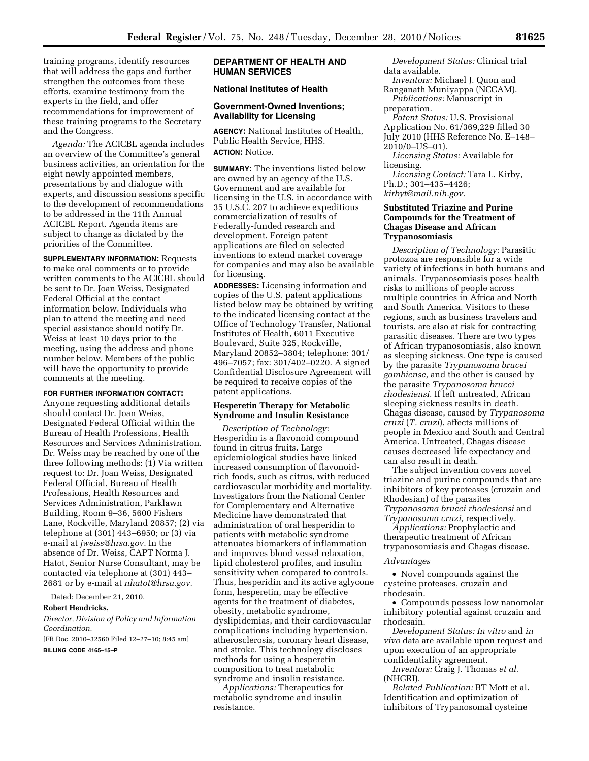training programs, identify resources that will address the gaps and further strengthen the outcomes from these efforts, examine testimony from the experts in the field, and offer recommendations for improvement of these training programs to the Secretary and the Congress.

*Agenda:* The ACICBL agenda includes an overview of the Committee's general business activities, an orientation for the eight newly appointed members, presentations by and dialogue with experts, and discussion sessions specific to the development of recommendations to be addressed in the 11th Annual ACICBL Report. Agenda items are subject to change as dictated by the priorities of the Committee.

**SUPPLEMENTARY INFORMATION:** Requests to make oral comments or to provide written comments to the ACICBL should be sent to Dr. Joan Weiss, Designated Federal Official at the contact information below. Individuals who plan to attend the meeting and need special assistance should notify Dr. Weiss at least 10 days prior to the meeting, using the address and phone number below. Members of the public will have the opportunity to provide comments at the meeting.

**FOR FURTHER INFORMATION CONTACT:** Anyone requesting additional details should contact Dr. Joan Weiss, Designated Federal Official within the Bureau of Health Professions, Health Resources and Services Administration. Dr. Weiss may be reached by one of the three following methods: (1) Via written request to: Dr. Joan Weiss, Designated Federal Official, Bureau of Health Professions, Health Resources and Services Administration, Parklawn Building, Room 9–36, 5600 Fishers Lane, Rockville, Maryland 20857; (2) via telephone at (301) 443–6950; or (3) via e-mail at *jweiss@hrsa.gov*. In the absence of Dr. Weiss, CAPT Norma J. Hatot, Senior Nurse Consultant, may be contacted via telephone at (301) 443–2681 or by e-mail at *nhatot@hrsa.gov*.

Dated: December 21, 2010.

**Robert Hendricks,**

*Director, Division of Policy and Information Coordination.*

[FR Doc. 2010–32560 Filed 12–27–10; 8:45 am]

**BILLING CODE 4165–15–P**

## DEPARTMENT OF HEALTH AND HUMAN SERVICES

### National Institutes of Health

### Government-Owned Inventions; Availability for Licensing

**AGENCY:** National Institutes of Health, Public Health Service, HHS.

**ACTION:** Notice.

**SUMMARY:** The inventions listed below are owned by an agency of the U.S. Government and are available for licensing in the U.S. in accordance with 35 U.S.C. 207 to achieve expeditious commercialization of results of Federally-funded research and development. Foreign patent applications are filed on selected inventions to extend market coverage for companies and may also be available for licensing.

**ADDRESSES:** Licensing information and copies of the U.S. patent applications listed below may be obtained by writing to the indicated licensing contact at the Office of Technology Transfer, National Institutes of Health, 6011 Executive Boulevard, Suite 325, Rockville, Maryland 20852–3804; telephone: 301/496–7057; fax: 301/402–0220. A signed Confidential Disclosure Agreement will be required to receive copies of the patent applications.

### Hesperetin Therapy for Metabolic Syndrome and Insulin Resistance

*Description of Technology:* Hesperidin is a flavonoid compound found in citrus fruits. Large epidemiological studies have linked increased consumption of flavonoid-rich foods, such as citrus, with reduced cardiovascular morbidity and mortality. Investigators from the National Center for Complementary and Alternative Medicine have demonstrated that administration of oral hesperidin to patients with metabolic syndrome attenuates biomarkers of inflammation and improves blood vessel relaxation, lipid cholesterol profiles, and insulin sensitivity when compared to controls. Thus, hesperidin and its active aglycone form, hesperetin, may be effective agents for the treatment of diabetes, obesity, metabolic syndrome, dyslipidemias, and their cardiovascular complications including hypertension, atherosclerosis, coronary heart disease, and stroke. This technology discloses methods for using a hesperetin composition to treat metabolic syndrome and insulin resistance.

*Applications:* Therapeutics for metabolic syndrome and insulin resistance.

*Development Status:* Clinical trial data available.

*Inventors:* Michael J. Quon and Ranganath Muniyappa (NCCAM).

*Publications:* Manuscript in preparation.

*Patent Status:* U.S. Provisional Application No. 61/369,229 filled 30 July 2010 (HHS Reference No. E–148–2010/0–US–01).

*Licensing Status:* Available for licensing.

*Licensing Contact:* Tara L. Kirby, Ph.D.; 301–435–4426; *kirbyt@mail.nih.gov*.

### Substituted Triazine and Purine Compounds for the Treatment of Chagas Disease and African Trypanosomiasis

*Description of Technology:* Parasitic protozoa are responsible for a wide variety of infections in both humans and animals. Trypanosomiasis poses health risks to millions of people across multiple countries in Africa and North and South America. Visitors to these regions, such as business travelers and tourists, are also at risk for contracting parasitic diseases. There are two types of African trypanosomiasis, also known as sleeping sickness. One type is caused by the parasite *Trypanosoma brucei gambiense,* and the other is caused by the parasite *Trypanosoma brucei rhodesiensi.* If left untreated, African sleeping sickness results in death. Chagas disease, caused by *Trypanosoma cruzi* (*T. cruzi*), affects millions of people in Mexico and South and Central America. Untreated, Chagas disease causes decreased life expectancy and can also result in death.

The subject invention covers novel triazine and purine compounds that are inhibitors of key proteases (cruzain and Rhodesian) of the parasites *Trypanosoma brucei rhodesiensi* and *Trypanosoma cruzi,* respectively.

*Applications:* Prophylactic and therapeutic treatment of African trypanosomiasis and Chagas disease.

*Advantages*

- Novel compounds against the cysteine proteases, cruzain and rhodesain.
- Compounds possess low nanomolar inhibitory potential against cruzain and rhodesain.

*Development Status: In vitro* and *in vivo* data are available upon request and upon execution of an appropriate confidentiality agreement.

*Inventors:* Craig J. Thomas *et al.* (NHGRI).

*Related Publication:* BT Mott et al. Identification and optimization of inhibitors of Trypanosomal cysteine